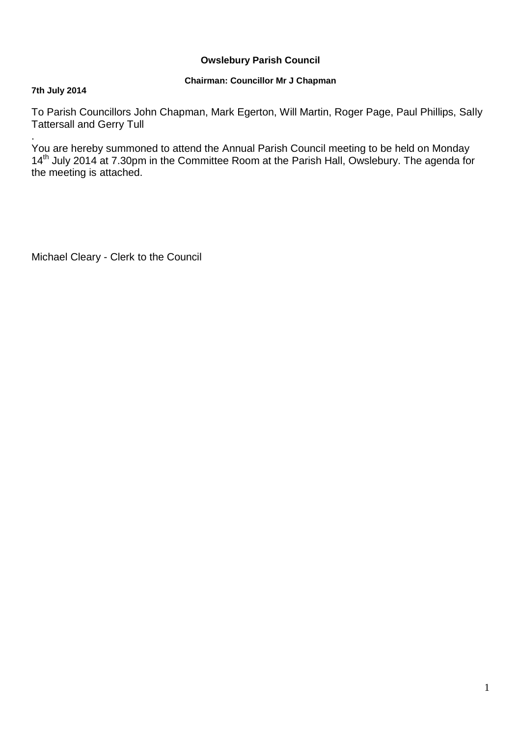**Owslebury Parish Council**

**Chairman: Councillor Mr J Chapman**

**7th July 2014**

To Parish Councillors John Chapman, Mark Egerton, Will Martin, Roger Page, Paul Phillips, Sally Tattersall and Gerry Tull

.

You are hereby summoned to attend the Annual Parish Council meeting to be held on Monday 14th July 2014 at 7.30pm in the Committee Room at the Parish Hall, Owslebury. The agenda for the meeting is attached.

Michael Cleary - Clerk to the Council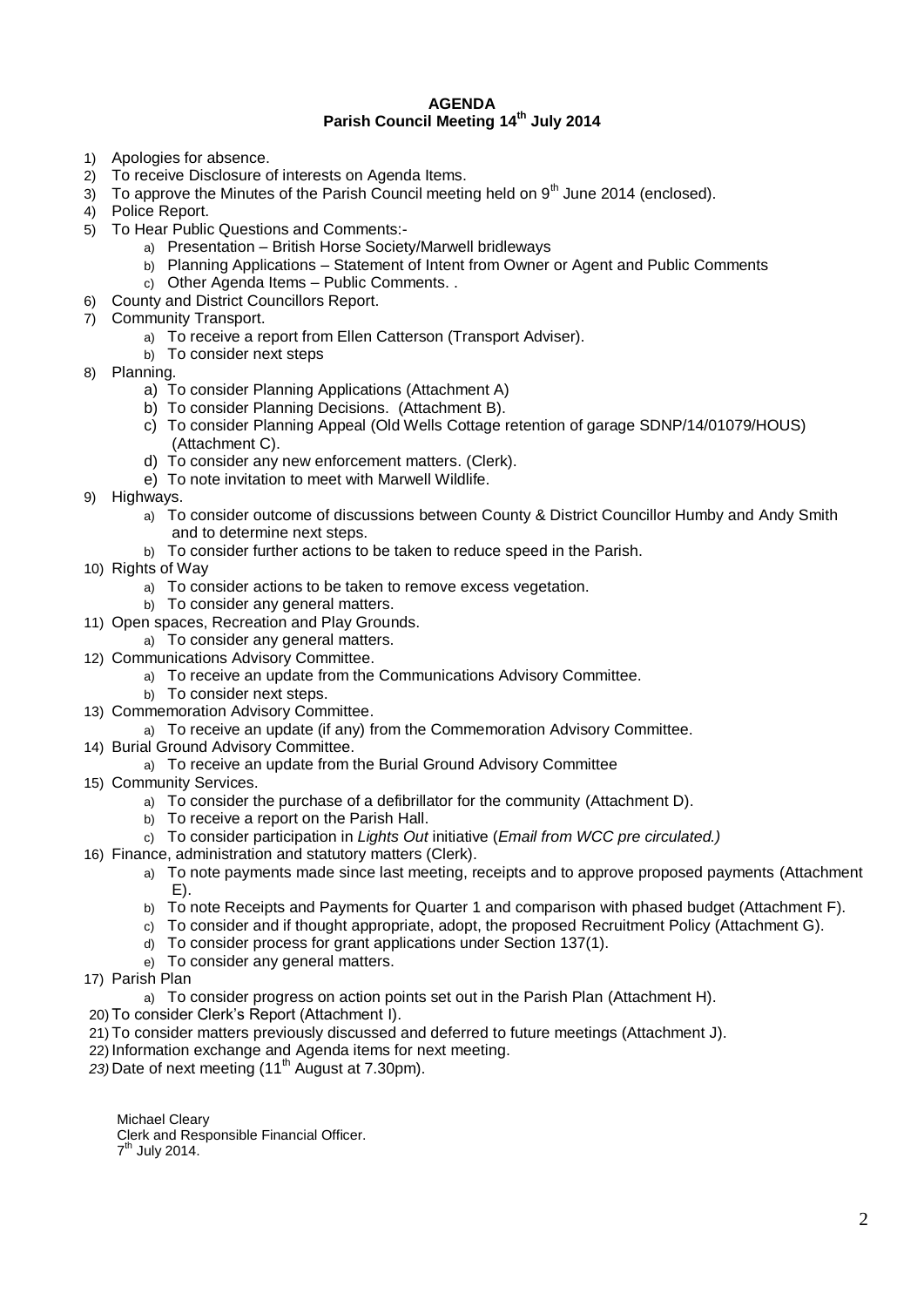# AGENDA

## Parish Council Meeting 14th July 2014

1) Apologies for absence.
2) To receive Disclosure of interests on Agenda Items.
3) To approve the Minutes of the Parish Council meeting held on 9th June 2014 (enclosed).
4) Police Report.
5) To Hear Public Questions and Comments:-
   a) Presentation – British Horse Society/Marwell bridleways
   b) Planning Applications – Statement of Intent from Owner or Agent and Public Comments
   c) Other Agenda Items – Public Comments. .
6) County and District Councillors Report.
7) Community Transport.
   a) To receive a report from Ellen Catterson (Transport Adviser).
   b) To consider next steps
8) Planning.
   a) To consider Planning Applications (Attachment A)
   b) To consider Planning Decisions. (Attachment B).
   c) To consider Planning Appeal (Old Wells Cottage retention of garage SDNP/14/01079/HOUS) (Attachment C).
   d) To consider any new enforcement matters. (Clerk).
   e) To note invitation to meet with Marwell Wildlife.
9) Highways.
   a) To consider outcome of discussions between County & District Councillor Humby and Andy Smith and to determine next steps.
   b) To consider further actions to be taken to reduce speed in the Parish.
10) Rights of Way
    a) To consider actions to be taken to remove excess vegetation.
    b) To consider any general matters.
11) Open spaces, Recreation and Play Grounds.
    a) To consider any general matters.
12) Communications Advisory Committee.
    a) To receive an update from the Communications Advisory Committee.
    b) To consider next steps.
13) Commemoration Advisory Committee.
    a) To receive an update (if any) from the Commemoration Advisory Committee.
14) Burial Ground Advisory Committee.
    a) To receive an update from the Burial Ground Advisory Committee
15) Community Services.
    a) To consider the purchase of a defibrillator for the community (Attachment D).
    b) To receive a report on the Parish Hall.
    c) To consider participation in *Lights Out* initiative (*Email from WCC pre circulated.)*
16) Finance, administration and statutory matters (Clerk).
    a) To note payments made since last meeting, receipts and to approve proposed payments (Attachment E).
    b) To note Receipts and Payments for Quarter 1 and comparison with phased budget (Attachment F).
    c) To consider and if thought appropriate, adopt, the proposed Recruitment Policy (Attachment G).
    d) To consider process for grant applications under Section 137(1).
    e) To consider any general matters.
17) Parish Plan
    a) To consider progress on action points set out in the Parish Plan (Attachment H).
20) To consider Clerk's Report (Attachment I).
21) To consider matters previously discussed and deferred to future meetings (Attachment J).
22) Information exchange and Agenda items for next meeting.
23) Date of next meeting (11th August at 7.30pm).

Michael Cleary
Clerk and Responsible Financial Officer.
7th July 2014.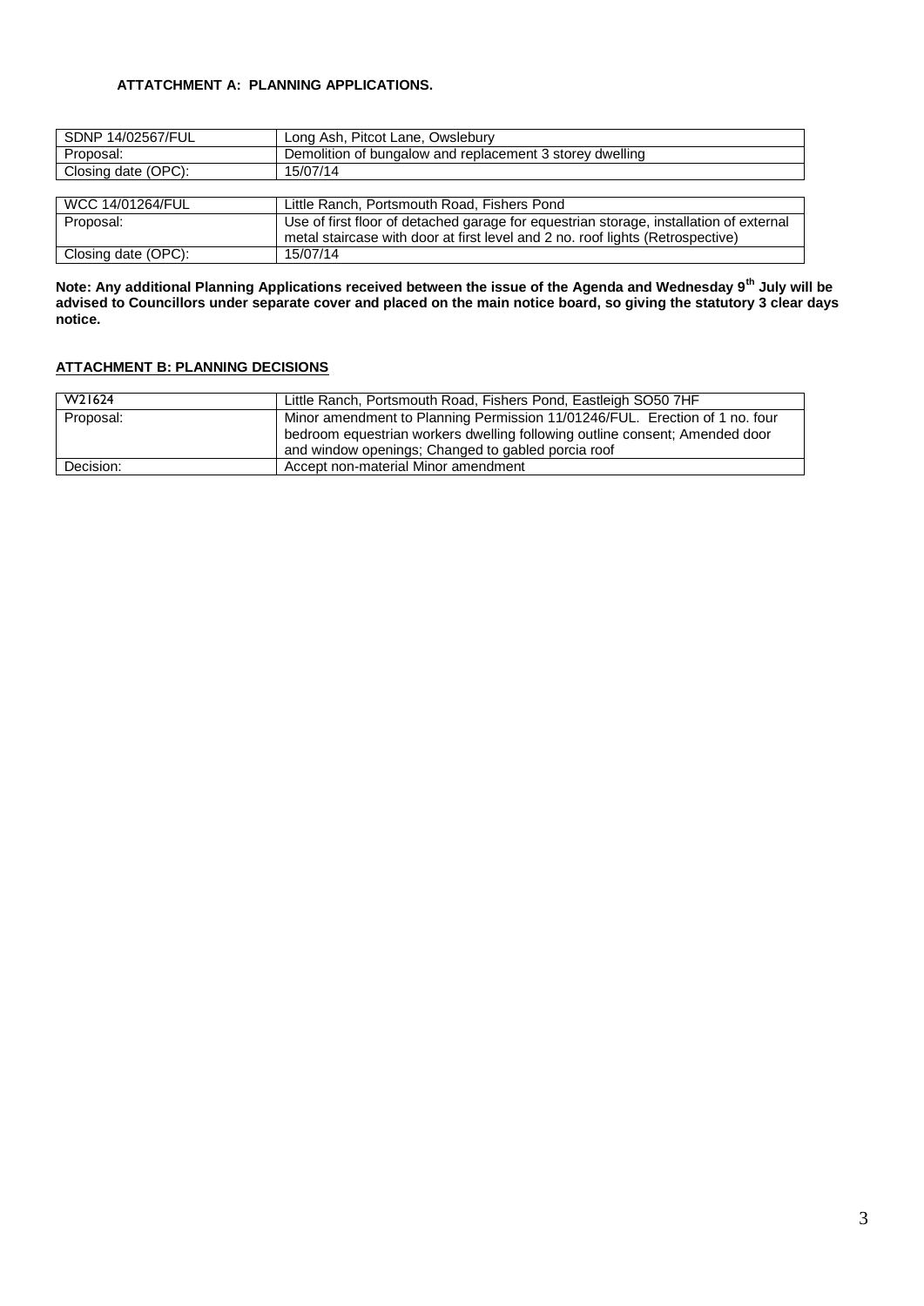**ATTATCHMENT A: PLANNING APPLICATIONS.**

| SDNP 14/02567/FUL | Long Ash, Pitcot Lane, Owslebury |
|---|---|
| Proposal: | Demolition of bungalow and replacement 3 storey dwelling |
| Closing date (OPC): | 15/07/14 |

| WCC 14/01264/FUL | Little Ranch, Portsmouth Road, Fishers Pond |
|---|---|
| Proposal: | Use of first floor of detached garage for equestrian storage, installation of external metal staircase with door at first level and 2 no. roof lights (Retrospective) |
| Closing date (OPC): | 15/07/14 |

**Note: Any additional Planning Applications received between the issue of the Agenda and Wednesday 9th July will be advised to Councillors under separate cover and placed on the main notice board, so giving the statutory 3 clear days notice.**

**ATTACHMENT B: PLANNING DECISIONS**

| W21624 | Little Ranch, Portsmouth Road, Fishers Pond, Eastleigh SO50 7HF |
|---|---|
| Proposal: | Minor amendment to Planning Permission 11/01246/FUL. Erection of 1 no. four bedroom equestrian workers dwelling following outline consent; Amended door and window openings; Changed to gabled porcia roof |
| Decision: | Accept non-material Minor amendment |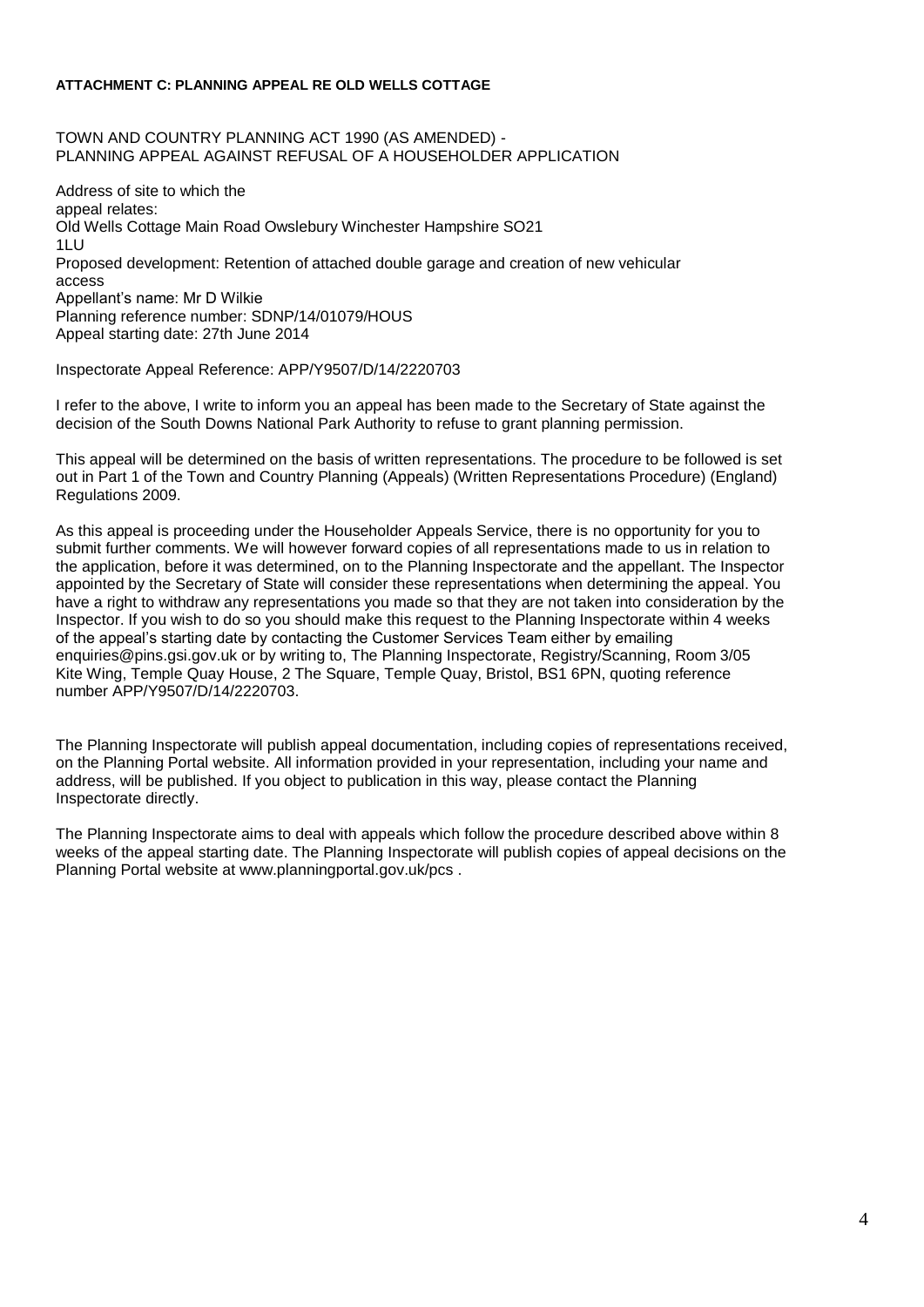**ATTACHMENT C: PLANNING APPEAL RE OLD WELLS COTTAGE**

TOWN AND COUNTRY PLANNING ACT 1990 (AS AMENDED) -
PLANNING APPEAL AGAINST REFUSAL OF A HOUSEHOLDER APPLICATION

Address of site to which the
appeal relates:
Old Wells Cottage Main Road Owslebury Winchester Hampshire SO21
1LU
Proposed development: Retention of attached double garage and creation of new vehicular
access
Appellant's name: Mr D Wilkie
Planning reference number: SDNP/14/01079/HOUS
Appeal starting date: 27th June 2014

Inspectorate Appeal Reference: APP/Y9507/D/14/2220703

I refer to the above, I write to inform you an appeal has been made to the Secretary of State against the decision of the South Downs National Park Authority to refuse to grant planning permission.

This appeal will be determined on the basis of written representations. The procedure to be followed is set out in Part 1 of the Town and Country Planning (Appeals) (Written Representations Procedure) (England) Regulations 2009.

As this appeal is proceeding under the Householder Appeals Service, there is no opportunity for you to submit further comments. We will however forward copies of all representations made to us in relation to the application, before it was determined, on to the Planning Inspectorate and the appellant. The Inspector appointed by the Secretary of State will consider these representations when determining the appeal. You have a right to withdraw any representations you made so that they are not taken into consideration by the Inspector. If you wish to do so you should make this request to the Planning Inspectorate within 4 weeks of the appeal's starting date by contacting the Customer Services Team either by emailing enquiries@pins.gsi.gov.uk or by writing to, The Planning Inspectorate, Registry/Scanning, Room 3/05 Kite Wing, Temple Quay House, 2 The Square, Temple Quay, Bristol, BS1 6PN, quoting reference number APP/Y9507/D/14/2220703.

The Planning Inspectorate will publish appeal documentation, including copies of representations received, on the Planning Portal website. All information provided in your representation, including your name and address, will be published. If you object to publication in this way, please contact the Planning Inspectorate directly.

The Planning Inspectorate aims to deal with appeals which follow the procedure described above within 8 weeks of the appeal starting date. The Planning Inspectorate will publish copies of appeal decisions on the Planning Portal website at www.planningportal.gov.uk/pcs .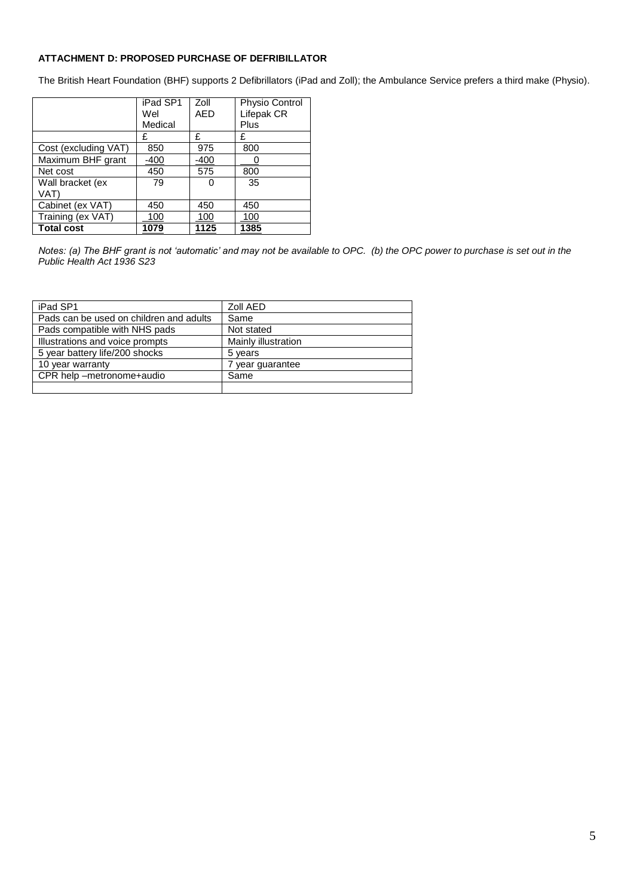**ATTACHMENT D: PROPOSED PURCHASE OF DEFRIBILLATOR**

The British Heart Foundation (BHF) supports 2 Defibrillators (iPad and Zoll); the Ambulance Service prefers a third make (Physio).

| | iPad SP1 Wel Medical | Zoll AED | Physio Control Lifepak CR Plus |
|---|---|---|---|
| | £ | £ | £ |
| Cost (excluding VAT) | 850 | 975 | 800 |
| Maximum BHF grant | -400 | -400 | 0 |
| Net cost | 450 | 575 | 800 |
| Wall bracket (ex VAT) | 79 | 0 | 35 |
| Cabinet (ex VAT) | 450 | 450 | 450 |
| Training (ex VAT) | 100 | 100 | 100 |
| **Total cost** | **1079** | **1125** | **1385** |

*Notes: (a) The BHF grant is not 'automatic' and may not be available to OPC. (b) the OPC power to purchase is set out in the Public Health Act 1936 S23*

| iPad SP1 | Zoll AED |
|---|---|
| Pads can be used on children and adults | Same |
| Pads compatible with NHS pads | Not stated |
| Illustrations and voice prompts | Mainly illustration |
| 5 year battery life/200 shocks | 5 years |
| 10 year warranty | 7 year guarantee |
| CPR help –metronome+audio | Same |
| | |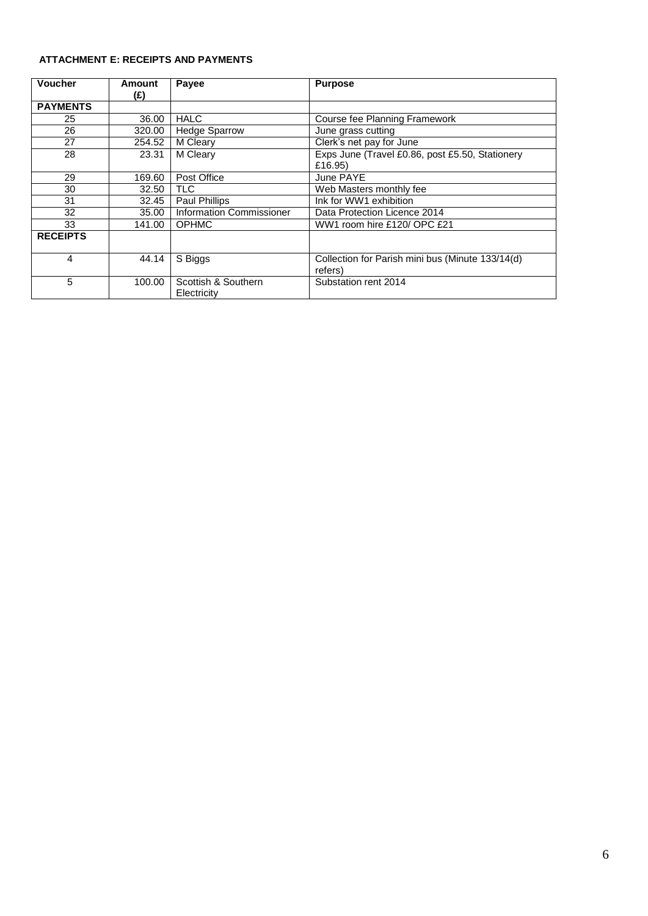**ATTACHMENT E: RECEIPTS AND PAYMENTS**

| Voucher | Amount (£) | Payee | Purpose |
|---|---|---|---|
| **PAYMENTS** | | | |
| 25 | 36.00 | HALC | Course fee Planning Framework |
| 26 | 320.00 | Hedge Sparrow | June grass cutting |
| 27 | 254.52 | M Cleary | Clerk's net pay for June |
| 28 | 23.31 | M Cleary | Exps June (Travel £0.86, post £5.50, Stationery £16.95) |
| 29 | 169.60 | Post Office | June PAYE |
| 30 | 32.50 | TLC | Web Masters monthly fee |
| 31 | 32.45 | Paul Phillips | Ink for WW1 exhibition |
| 32 | 35.00 | Information Commissioner | Data Protection Licence 2014 |
| 33 | 141.00 | OPHMC | WW1 room hire £120/ OPC £21 |
| **RECEIPTS** | | | |
| 4 | 44.14 | S Biggs | Collection for Parish mini bus (Minute 133/14(d) refers) |
| 5 | 100.00 | Scottish & Southern Electricity | Substation rent 2014 |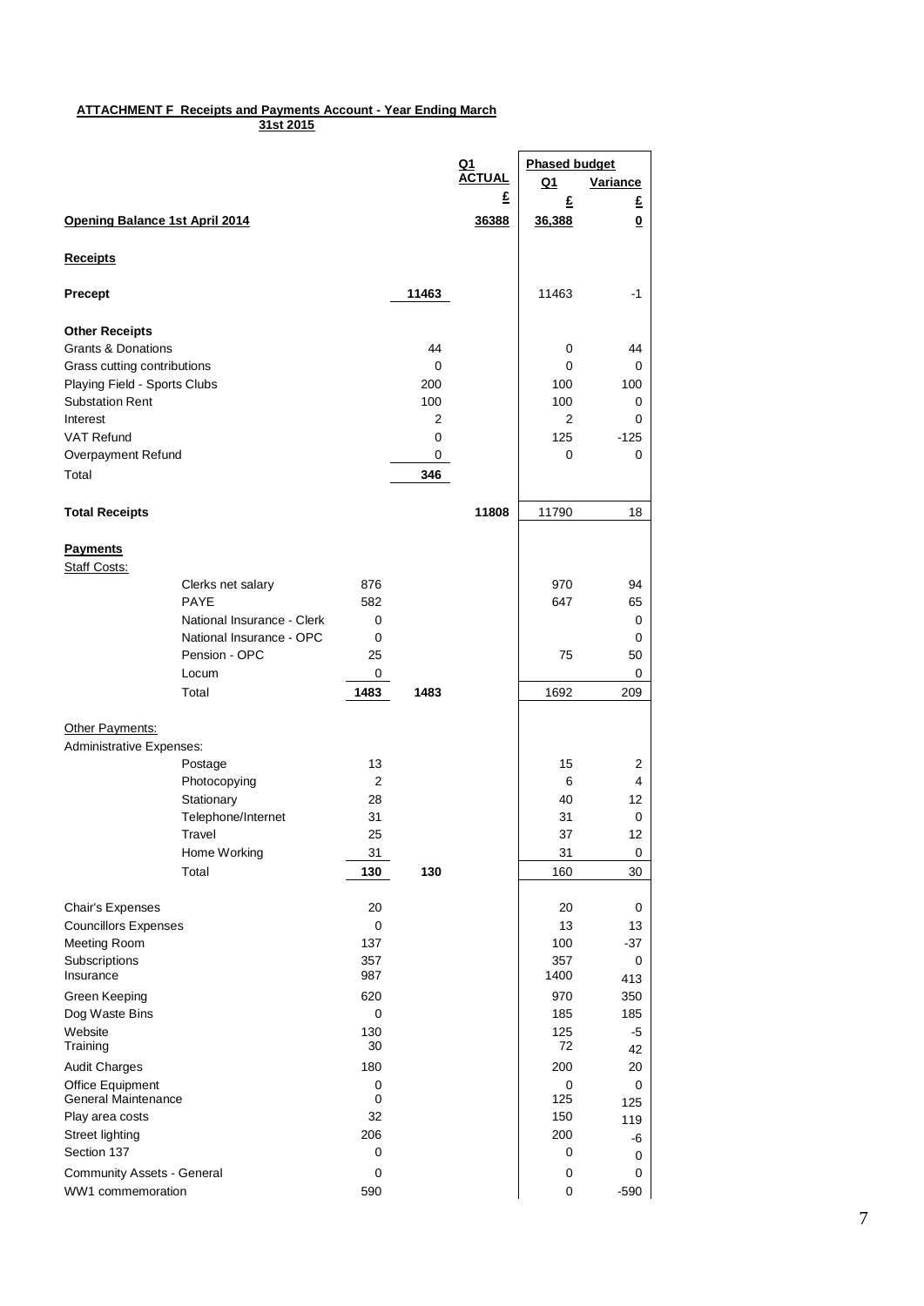**ATTACHMENT F Receipts and Payments Account - Year Ending March 31st 2015**

| | | | | Q1 ACTUAL | Phased budget Q1 | Variance |
|---|---|---|---|---|---|---|
| | | | | £ | £ | £ |
| **Opening Balance 1st April 2014** | | | | **36388** | **36,388** | **0** |
| **Receipts** | | | | | | |
| **Precept** | | | 11463 | | 11463 | -1 |
| **Other Receipts** | | | | | | |
| Grants & Donations | | | 44 | | 0 | 44 |
| Grass cutting contributions | | | 0 | | 0 | 0 |
| Playing Field - Sports Clubs | | | 200 | | 100 | 100 |
| Substation Rent | | | 100 | | 100 | 0 |
| Interest | | | 2 | | 2 | 0 |
| VAT Refund | | | 0 | | 125 | -125 |
| Overpayment Refund | | | 0 | | 0 | 0 |
| Total | | | **346** | | | |
| **Total Receipts** | | | | **11808** | 11790 | 18 |
| **Payments** | | | | | | |
| Staff Costs: | | | | | | |
| | Clerks net salary | 876 | | | 970 | 94 |
| | PAYE | 582 | | | 647 | 65 |
| | National Insurance - Clerk | 0 | | | | 0 |
| | National Insurance - OPC | 0 | | | | 0 |
| | Pension - OPC | 25 | | | 75 | 50 |
| | Locum | 0 | | | | 0 |
| | Total | **1483** | **1483** | | 1692 | 209 |
| Other Payments: | | | | | | |
| Administrative Expenses: | | | | | | |
| | Postage | 13 | | | 15 | 2 |
| | Photocopying | 2 | | | 6 | 4 |
| | Stationary | 28 | | | 40 | 12 |
| | Telephone/Internet | 31 | | | 31 | 0 |
| | Travel | 25 | | | 37 | 12 |
| | Home Working | 31 | | | 31 | 0 |
| | Total | **130** | **130** | | 160 | 30 |
| Chair's Expenses | | 20 | | | 20 | 0 |
| Councillors Expenses | | 0 | | | 13 | 13 |
| Meeting Room | | 137 | | | 100 | -37 |
| Subscriptions | | 357 | | | 357 | 0 |
| Insurance | | 987 | | | 1400 | 413 |
| Green Keeping | | 620 | | | 970 | 350 |
| Dog Waste Bins | | 0 | | | 185 | 185 |
| Website | | 130 | | | 125 | -5 |
| Training | | 30 | | | 72 | 42 |
| Audit Charges | | 180 | | | 200 | 20 |
| Office Equipment | | 0 | | | 0 | 0 |
| General Maintenance | | 0 | | | 125 | 125 |
| Play area costs | | 32 | | | 150 | 119 |
| Street lighting | | 206 | | | 200 | -6 |
| Section 137 | | 0 | | | 0 | 0 |
| Community Assets - General | | 0 | | | 0 | 0 |
| WW1 commemoration | | 590 | | | 0 | -590 |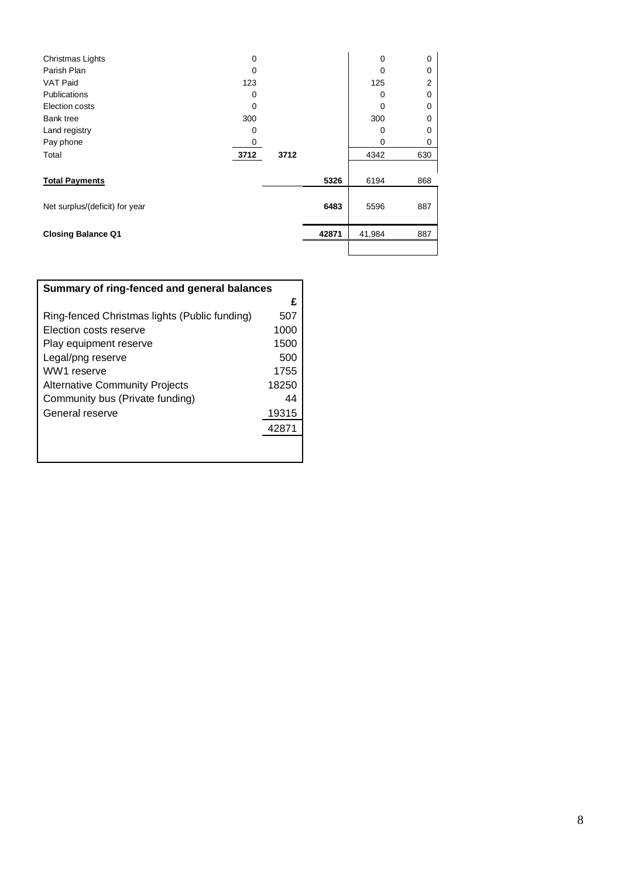| | | | | | |
|---|---|---|---|---|---|
| Christmas Lights | 0 | | | 0 | 0 |
| Parish Plan | 0 | | | 0 | 0 |
| VAT Paid | 123 | | | 125 | 2 |
| Publications | 0 | | | 0 | 0 |
| Election costs | 0 | | | 0 | 0 |
| Bank tree | 300 | | | 300 | 0 |
| Land registry | 0 | | | 0 | 0 |
| Pay phone | 0 | | | 0 | 0 |
| Total | **3712** | **3712** | | 4342 | 630 |
| **Total Payments** | | | **5326** | 6194 | 868 |
| Net surplus/(deficit) for year | | | **6483** | 5596 | 887 |
| **Closing Balance Q1** | | | **42871** | 41,984 | 887 |

| **Summary of ring-fenced and general balances** | |
|---|---|
| | **£** |
| Ring-fenced Christmas lights (Public funding) | 507 |
| Election costs reserve | 1000 |
| Play equipment reserve | 1500 |
| Legal/png reserve | 500 |
| WW1 reserve | 1755 |
| Alternative Community Projects | 18250 |
| Community bus (Private funding) | 44 |
| General reserve | 19315 |
| | 42871 |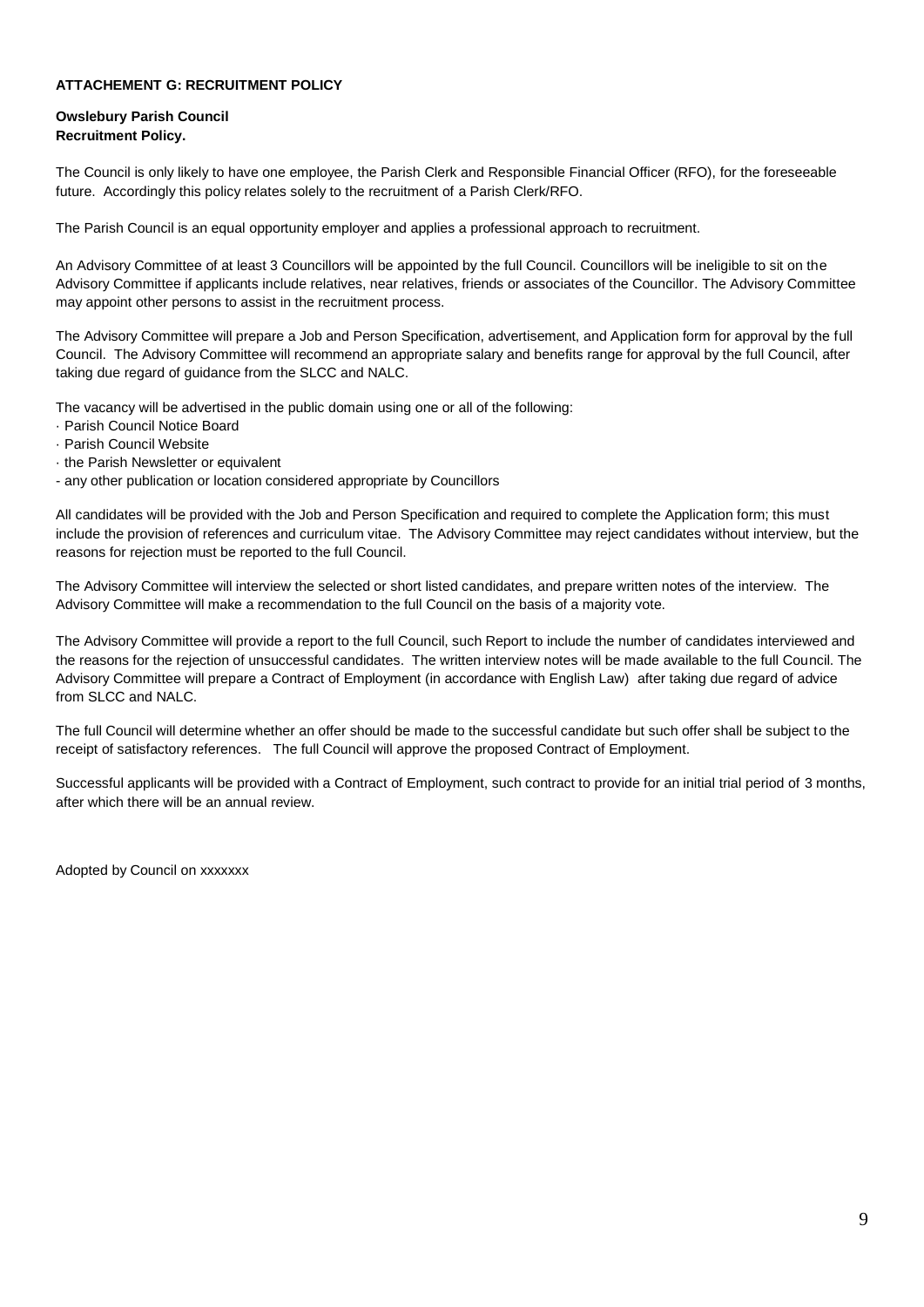**ATTACHEMENT G: RECRUITMENT POLICY**

**Owslebury Parish Council**
**Recruitment Policy.**

The Council is only likely to have one employee, the Parish Clerk and Responsible Financial Officer (RFO), for the foreseeable future. Accordingly this policy relates solely to the recruitment of a Parish Clerk/RFO.

The Parish Council is an equal opportunity employer and applies a professional approach to recruitment.

An Advisory Committee of at least 3 Councillors will be appointed by the full Council. Councillors will be ineligible to sit on the Advisory Committee if applicants include relatives, near relatives, friends or associates of the Councillor. The Advisory Committee may appoint other persons to assist in the recruitment process.

The Advisory Committee will prepare a Job and Person Specification, advertisement, and Application form for approval by the full Council. The Advisory Committee will recommend an appropriate salary and benefits range for approval by the full Council, after taking due regard of guidance from the SLCC and NALC.

The vacancy will be advertised in the public domain using one or all of the following:

- Parish Council Notice Board
- Parish Council Website
- the Parish Newsletter or equivalent
- any other publication or location considered appropriate by Councillors

All candidates will be provided with the Job and Person Specification and required to complete the Application form; this must include the provision of references and curriculum vitae. The Advisory Committee may reject candidates without interview, but the reasons for rejection must be reported to the full Council.

The Advisory Committee will interview the selected or short listed candidates, and prepare written notes of the interview. The Advisory Committee will make a recommendation to the full Council on the basis of a majority vote.

The Advisory Committee will provide a report to the full Council, such Report to include the number of candidates interviewed and the reasons for the rejection of unsuccessful candidates. The written interview notes will be made available to the full Council. The Advisory Committee will prepare a Contract of Employment (in accordance with English Law) after taking due regard of advice from SLCC and NALC.

The full Council will determine whether an offer should be made to the successful candidate but such offer shall be subject to the receipt of satisfactory references. The full Council will approve the proposed Contract of Employment.

Successful applicants will be provided with a Contract of Employment, such contract to provide for an initial trial period of 3 months, after which there will be an annual review.

Adopted by Council on xxxxxxx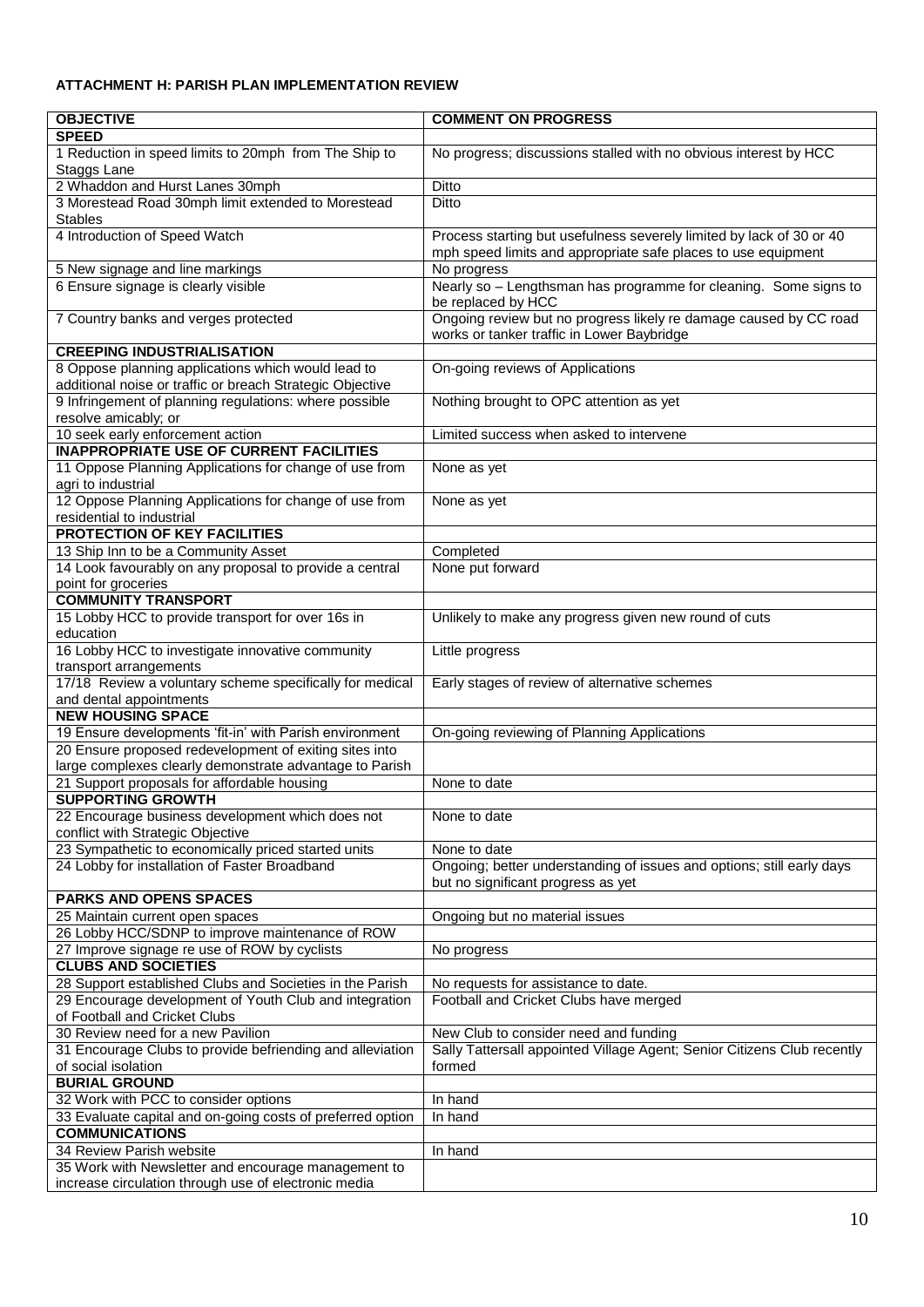**ATTACHMENT H: PARISH PLAN IMPLEMENTATION REVIEW**

| OBJECTIVE | COMMENT ON PROGRESS |
|---|---|
| **SPEED** | |
| 1 Reduction in speed limits to 20mph from The Ship to Staggs Lane | No progress; discussions stalled with no obvious interest by HCC |
| 2 Whaddon and Hurst Lanes 30mph | Ditto |
| 3 Morestead Road 30mph limit extended to Morestead Stables | Ditto |
| 4 Introduction of Speed Watch | Process starting but usefulness severely limited by lack of 30 or 40 mph speed limits and appropriate safe places to use equipment |
| 5 New signage and line markings | No progress |
| 6 Ensure signage is clearly visible | Nearly so – Lengthsman has programme for cleaning. Some signs to be replaced by HCC |
| 7 Country banks and verges protected | Ongoing review but no progress likely re damage caused by CC road works or tanker traffic in Lower Baybridge |
| **CREEPING INDUSTRIALISATION** | |
| 8 Oppose planning applications which would lead to additional noise or traffic or breach Strategic Objective | On-going reviews of Applications |
| 9 Infringement of planning regulations: where possible resolve amicably; or | Nothing brought to OPC attention as yet |
| 10 seek early enforcement action | Limited success when asked to intervene |
| **INAPPROPRIATE USE OF CURRENT FACILITIES** | |
| 11 Oppose Planning Applications for change of use from agri to industrial | None as yet |
| 12 Oppose Planning Applications for change of use from residential to industrial | None as yet |
| **PROTECTION OF KEY FACILITIES** | |
| 13 Ship Inn to be a Community Asset | Completed |
| 14 Look favourably on any proposal to provide a central point for groceries | None put forward |
| **COMMUNITY TRANSPORT** | |
| 15 Lobby HCC to provide transport for over 16s in education | Unlikely to make any progress given new round of cuts |
| 16 Lobby HCC to investigate innovative community transport arrangements | Little progress |
| 17/18 Review a voluntary scheme specifically for medical and dental appointments | Early stages of review of alternative schemes |
| **NEW HOUSING SPACE** | |
| 19 Ensure developments 'fit-in' with Parish environment | On-going reviewing of Planning Applications |
| 20 Ensure proposed redevelopment of exiting sites into large complexes clearly demonstrate advantage to Parish | |
| 21 Support proposals for affordable housing | None to date |
| **SUPPORTING GROWTH** | |
| 22 Encourage business development which does not conflict with Strategic Objective | None to date |
| 23 Sympathetic to economically priced started units | None to date |
| 24 Lobby for installation of Faster Broadband | Ongoing; better understanding of issues and options; still early days but no significant progress as yet |
| **PARKS AND OPENS SPACES** | |
| 25 Maintain current open spaces | Ongoing but no material issues |
| 26 Lobby HCC/SDNP to improve maintenance of ROW | |
| 27 Improve signage re use of ROW by cyclists | No progress |
| **CLUBS AND SOCIETIES** | |
| 28 Support established Clubs and Societies in the Parish | No requests for assistance to date. |
| 29 Encourage development of Youth Club and integration of Football and Cricket Clubs | Football and Cricket Clubs have merged |
| 30 Review need for a new Pavilion | New Club to consider need and funding |
| 31 Encourage Clubs to provide befriending and alleviation of social isolation | Sally Tattersall appointed Village Agent; Senior Citizens Club recently formed |
| **BURIAL GROUND** | |
| 32 Work with PCC to consider options | In hand |
| 33 Evaluate capital and on-going costs of preferred option | In hand |
| **COMMUNICATIONS** | |
| 34 Review Parish website | In hand |
| 35 Work with Newsletter and encourage management to increase circulation through use of electronic media | |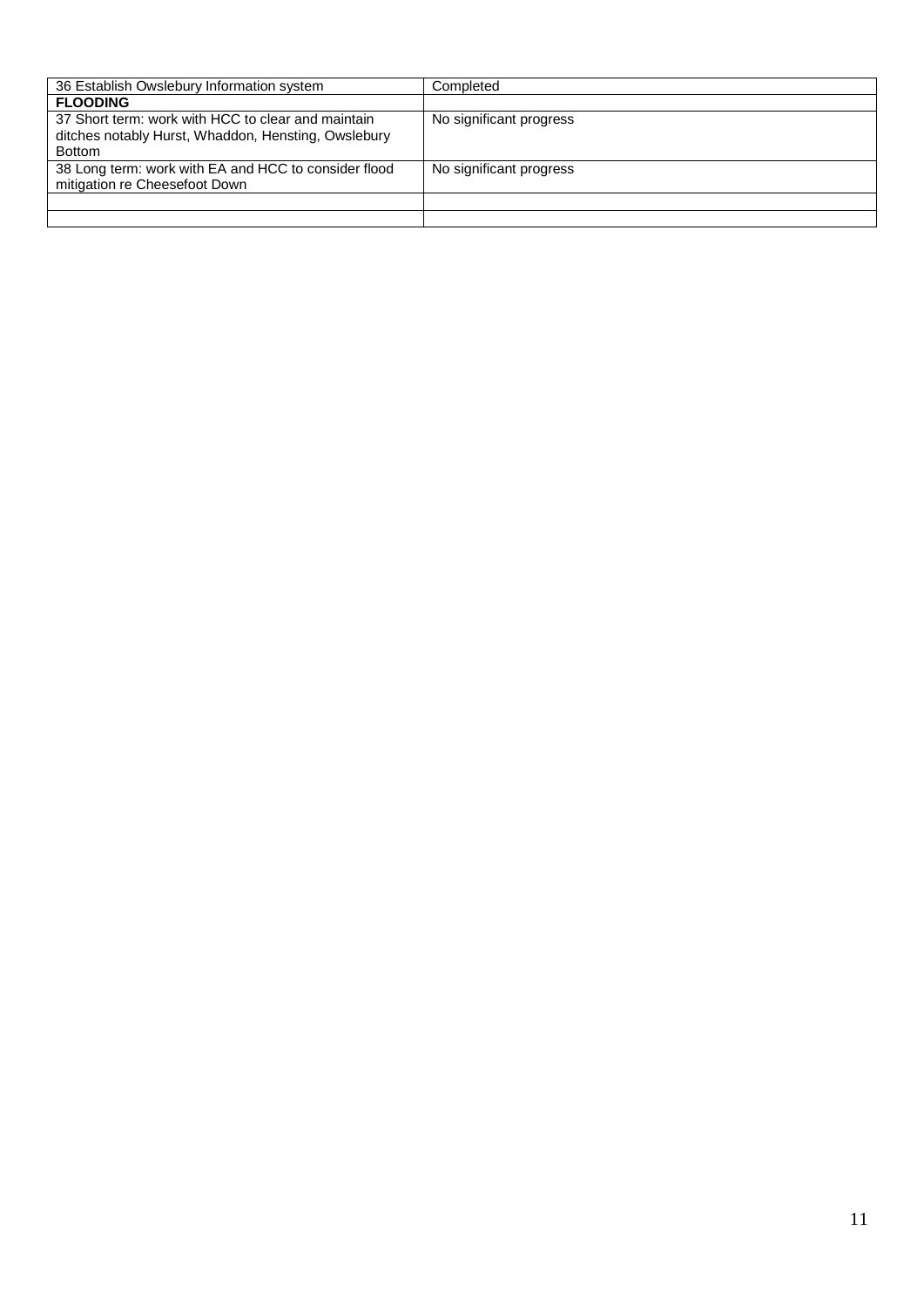| | |
|---|---|
| 36 Establish Owslebury Information system | Completed |
| **FLOODING** | |
| 37 Short term: work with HCC to clear and maintain ditches notably Hurst, Whaddon, Hensting, Owslebury Bottom | No significant progress |
| 38 Long term: work with EA and HCC to consider flood mitigation re Cheesefoot Down | No significant progress |
| | |
| | |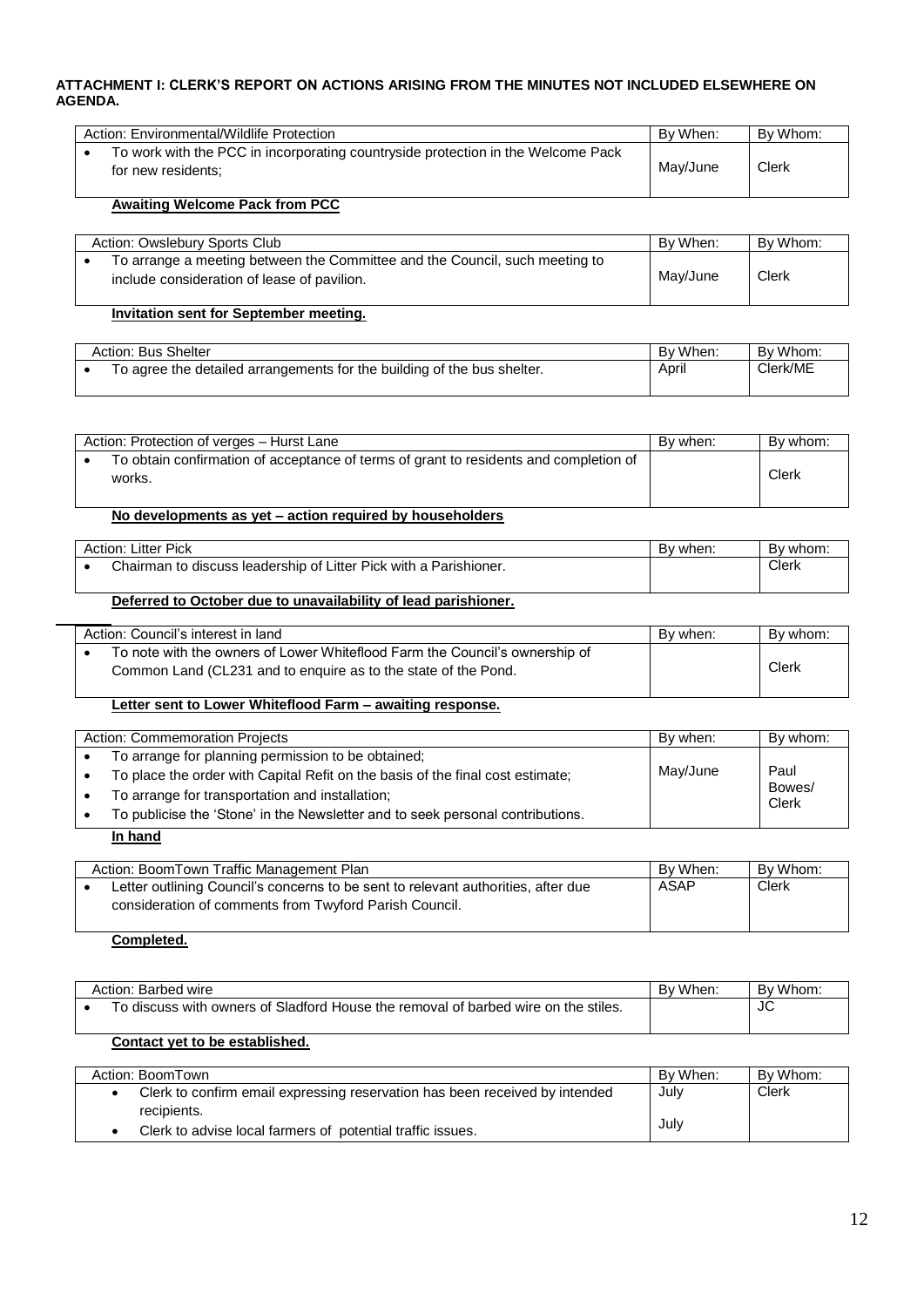**ATTACHMENT I: CLERK'S REPORT ON ACTIONS ARISING FROM THE MINUTES NOT INCLUDED ELSEWHERE ON AGENDA.**

| Action: Environmental/Wildlife Protection | By When: | By Whom: |
|---|---|---|
| • To work with the PCC in incorporating countryside protection in the Welcome Pack for new residents; | May/June | Clerk |

**Awaiting Welcome Pack from PCC**

| Action: Owslebury Sports Club | By When: | By Whom: |
|---|---|---|
| • To arrange a meeting between the Committee and the Council, such meeting to include consideration of lease of pavilion. | May/June | Clerk |

**Invitation sent for September meeting.**

| Action: Bus Shelter | By When: | By Whom: |
|---|---|---|
| • To agree the detailed arrangements for the building of the bus shelter. | April | Clerk/ME |

| Action: Protection of verges – Hurst Lane | By when: | By whom: |
|---|---|---|
| • To obtain confirmation of acceptance of terms of grant to residents and completion of works. | | Clerk |

**No developments as yet – action required by householders**

| Action: Litter Pick | By when: | By whom: |
|---|---|---|
| • Chairman to discuss leadership of Litter Pick with a Parishioner. | | Clerk |

**Deferred to October due to unavailability of lead parishioner.**

| Action: Council's interest in land | By when: | By whom: |
|---|---|---|
| • To note with the owners of Lower Whiteflood Farm the Council's ownership of Common Land (CL231 and to enquire as to the state of the Pond. | | Clerk |

**Letter sent to Lower Whiteflood Farm – awaiting response.**

| Action: Commemoration Projects | By when: | By whom: |
|---|---|---|
| • To arrange for planning permission to be obtained;<br>• To place the order with Capital Refit on the basis of the final cost estimate;<br>• To arrange for transportation and installation;<br>• To publicise the 'Stone' in the Newsletter and to seek personal contributions. | May/June | Paul Bowes/ Clerk |

**In hand**

| Action: BoomTown Traffic Management Plan | By When: | By Whom: |
|---|---|---|
| • Letter outlining Council's concerns to be sent to relevant authorities, after due consideration of comments from Twyford Parish Council. | ASAP | Clerk |

**Completed.**

| Action: Barbed wire | By When: | By Whom: |
|---|---|---|
| • To discuss with owners of Sladford House the removal of barbed wire on the stiles. | | JC |

**Contact yet to be established.**

| Action: BoomTown | By When: | By Whom: |
|---|---|---|
| • Clerk to confirm email expressing reservation has been received by intended recipients.<br>• Clerk to advise local farmers of potential traffic issues. | July<br><br>July | Clerk |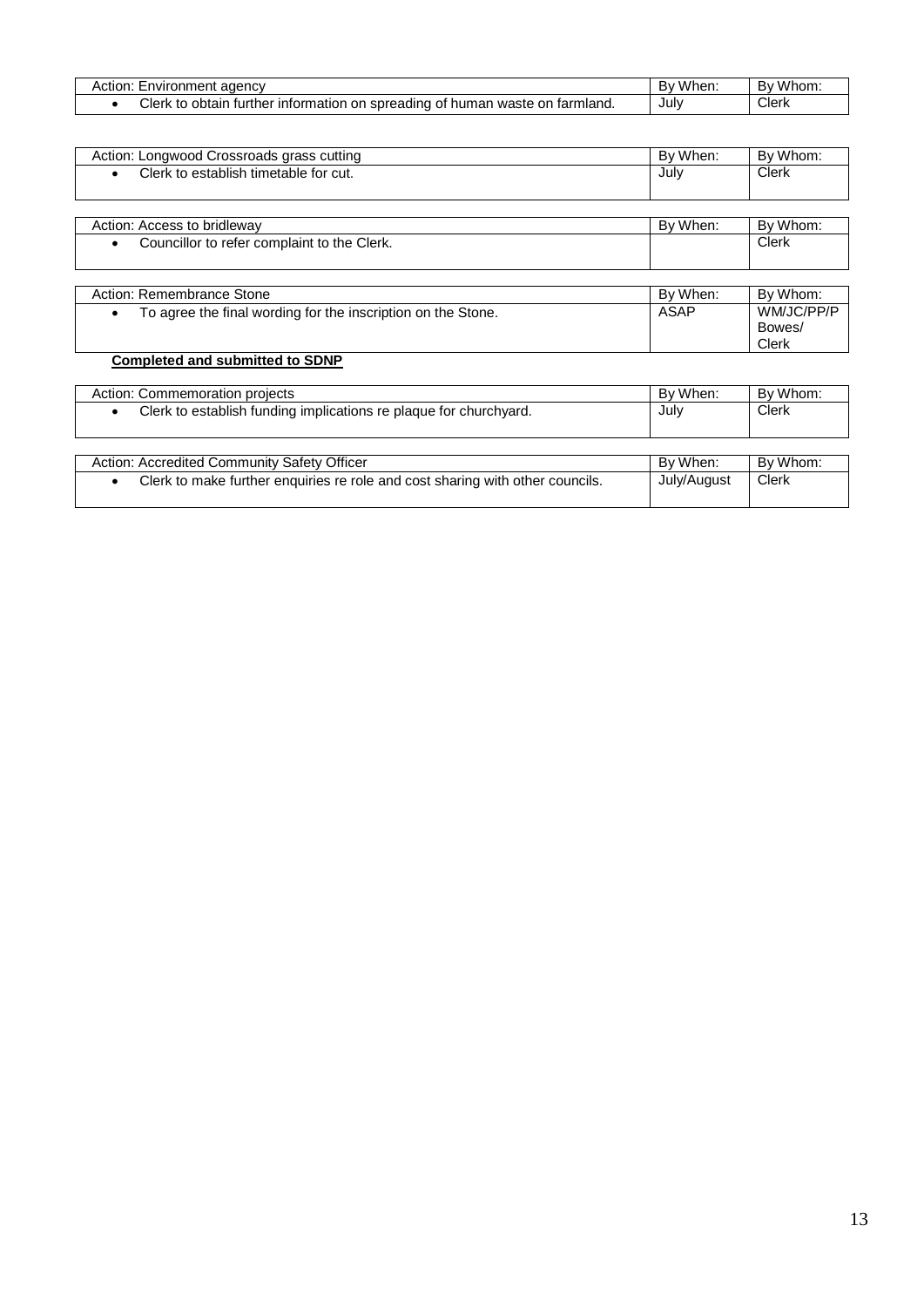| Action: Environment agency | By When: | By Whom: |
| --- | --- | --- |
| • Clerk to obtain further information on spreading of human waste on farmland. | July | Clerk |

| Action: Longwood Crossroads grass cutting | By When: | By Whom: |
| --- | --- | --- |
| • Clerk to establish timetable for cut. | July | Clerk |

| Action: Access to bridleway | By When: | By Whom: |
| --- | --- | --- |
| • Councillor to refer complaint to the Clerk. | | Clerk |

| Action: Remembrance Stone | By When: | By Whom: |
| --- | --- | --- |
| • To agree the final wording for the inscription on the Stone. | ASAP | WM/JC/PP/P Bowes/ Clerk |

**Completed and submitted to SDNP**

| Action: Commemoration projects | By When: | By Whom: |
| --- | --- | --- |
| • Clerk to establish funding implications re plaque for churchyard. | July | Clerk |

| Action: Accredited Community Safety Officer | By When: | By Whom: |
| --- | --- | --- |
| • Clerk to make further enquiries re role and cost sharing with other councils. | July/August | Clerk |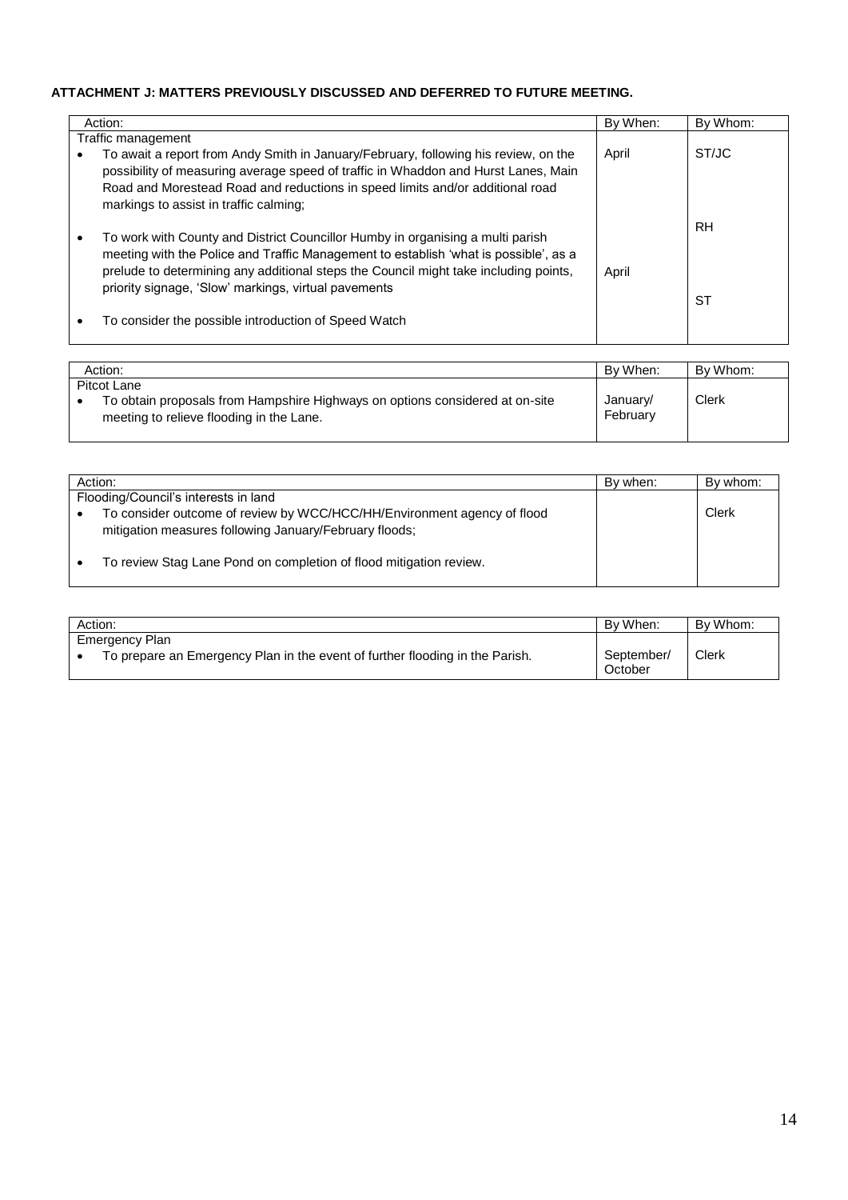**ATTACHMENT J: MATTERS PREVIOUSLY DISCUSSED AND DEFERRED TO FUTURE MEETING.**

| Action: | By When: | By Whom: |
|---|---|---|
| Traffic management<br>• To await a report from Andy Smith in January/February, following his review, on the possibility of measuring average speed of traffic in Whaddon and Hurst Lanes, Main Road and Morestead Road and reductions in speed limits and/or additional road markings to assist in traffic calming; | April | ST/JC |
| • To work with County and District Councillor Humby in organising a multi parish meeting with the Police and Traffic Management to establish 'what is possible', as a prelude to determining any additional steps the Council might take including points, priority signage, 'Slow' markings, virtual pavements | April | RH |
| • To consider the possible introduction of Speed Watch | | ST |

| Action: | By When: | By Whom: |
|---|---|---|
| Pitcot Lane<br>• To obtain proposals from Hampshire Highways on options considered at on-site meeting to relieve flooding in the Lane. | January/ February | Clerk |

| Action: | By when: | By whom: |
|---|---|---|
| Flooding/Council's interests in land<br>• To consider outcome of review by WCC/HCC/HH/Environment agency of flood mitigation measures following January/February floods;<br>• To review Stag Lane Pond on completion of flood mitigation review. | | Clerk |

| Action: | By When: | By Whom: |
|---|---|---|
| Emergency Plan<br>• To prepare an Emergency Plan in the event of further flooding in the Parish. | September/ October | Clerk |